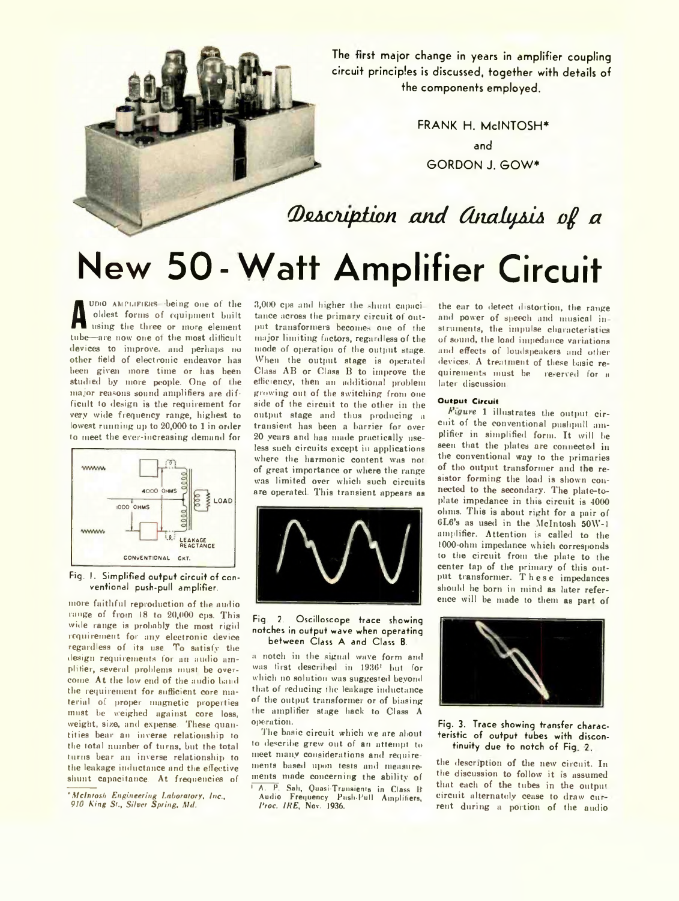The first major change in years in amplifier coupling circuit principles is discussed, together with details of the components employed.

FRANK H. McINTOSH*

and

GORDON J. GOW*

# *Description and Analysis of a*

# New 50-Watt Amplifier Circuit

AUDIO AMPLIFIERS—being one of the oldest forms of equipment built using the three or more element tube—are now one of the most difficult devices to improve, and perhaps no other field of electronic endeavor has been given more time or has been studied by more people. One of the major reasons sound amplifiers are difficult to design is the requirement for very wide frequency range, highest to lowest running up to 20,000 to 1 in order to meet the ever-increasing demand for more faithful reproduction of the audio range of from 18 to 20,000 cps. This wide range is probably the most rigid requirement for any electronic device regardless of its use. To satisfy the design requirements for an audio amplifier, several problems must be overcome. At the low end of the audio band the requirement for sufficient core material of proper magnetic properties must be weighed against core loss, weight, size, and expense. These quantities bear an inverse relationship to the total number of turns, but the total turns bear an inverse relationship to the leakage inductance and the effective shunt capacitance. At frequencies of 3,000 cps and higher the shunt capacitance across the primary circuit of output transformers becomes one of the major limiting factors, regardless of the mode of operation of the output stage. When the output stage is operated Class AB or Class B to improve the efficiency, then an additional problem growing out of the switching from one side of the circuit to the other in the output stage and thus producing a transient has been a barrier for over 20 years and has made practically useless such circuits except in applications where the harmonic content was not of great importance or where the range was limited over which such circuits are operated. This transient appears as a notch in the signal wave form and was first described in 1936[1] but for which no solution was suggested beyond that of reducing the leakage inductance of the output transformer or of biasing the amplifier stage back to Class A operation.

4000 OHMS

1000 OHMS

LOAD

LEAKAGE REACTANCE

CONVENTIONAL CKT.

Fig. 1. Simplified output circuit of conventional push-pull amplifier.

Fig. 2. Oscilloscope trace showing notches in output wave when operating between Class A and Class B.

The basic circuit which we are about to describe grew out of an attempt to meet many considerations and requirements based upon tests and measurements made concerning the ability of the ear to detect distortion, the range and power of speech and musical instruments, the impulse characteristics of sound, the load impedance variations and effects of loudspeakers and other devices. A treatment of these basic requirements must be reserved for a later discussion.

### Output Circuit

*Figure* 1 illustrates the output circuit of the conventional pushpull amplifier in simplified form. It will be seen that the plates are connected in the conventional way to the primaries of the output transformer and the resistor forming the load is shown connected to the secondary. The plate-to-plate impedance in this circuit is 4000 ohms. This is about right for a pair of 6L6's as used in the McIntosh 50W-1 amplifier. Attention is called to the 1000-ohm impedance which corresponds to the circuit from the plate to the center tap of the primary of this output transformer. These impedances should be born in mind as later reference will be made to them as part of the description of the new circuit. In the discussion to follow it is assumed that each of the tubes in the output circuit alternately cease to draw current during a portion of the audio

Fig. 3. Trace showing transfer characteristic of output tubes with discontinuity due to notch of Fig. 2.

---

*McIntosh Engineering Laboratory, Inc., 910 King St., Silver Spring, Md.

[1] A. P. Sah, Quasi-Transients in Class B Audio Frequency Push-Pull Amplifiers, *Proc. IRE*, Nov. 1936.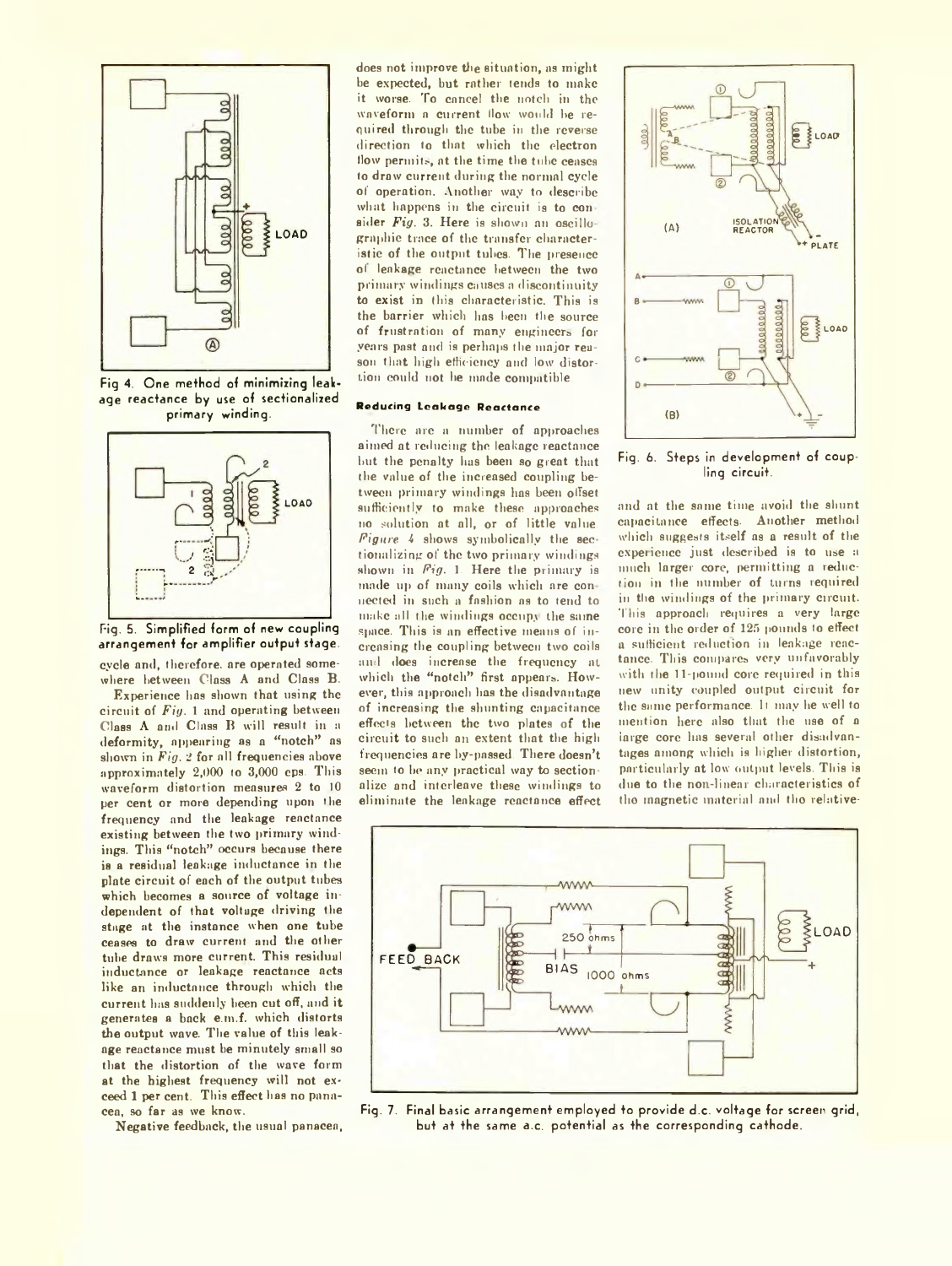Fig 4. One method of minimizing leakage reactance by use of sectionalized primary winding.

Fig. 5. Simplified form of new coupling arrangement for amplifier output stage.

cycle and, therefore, are operated somewhere between Class A and Class B.

Experience has shown that using the circuit of *Fig.* 1 and operating between Class A and Class B will result in a deformity, appearing as a "notch" as shown in *Fig.* 2 for all frequencies above approximately 2,000 to 3,000 cps. This waveform distortion measures 2 to 10 per cent or more depending upon the frequency and the leakage reactance existing between the two primary windings. This "notch" occurs because there is a residual leakage inductance in the plate circuit of each of the output tubes which becomes a source of voltage independent of that voltage driving the stage at the instance when one tube ceases to draw current and the other tube draws more current. This residual inductance or leakage reactance acts like an inductance through which the current has suddenly been cut off, and it generates a back e.m.f. which distorts the output wave. The value of this leakage reactance must be minutely small so that the distortion of the wave form at the highest frequency will not exceed 1 per cent. This effect has no panacea, so far as we know.

Negative feedback, the usual panacea, does not improve the situation, as might be expected, but rather tends to make it worse. To cancel the notch in the waveform a current flow would be required through the tube in the reverse direction to that which the electron flow permits, at the time the tube ceases to draw current during the normal cycle of operation. Another way to describe what happens in the circuit is to consider *Fig.* 3. Here is shown an oscillographic trace of the transfer characteristic of the output tubes. The presence of leakage reactance between the two primary windings causes a discontinuity to exist in this characteristic. This is the barrier which has been the source of frustration of many engineers for years past and is perhaps the major reason that high efficiency and low distortion could not be made compatible.

### Reducing Leakage Reactance

There are a number of approaches aimed at reducing the leakage reactance but the penalty has been so great that the value of the increased coupling between primary windings has been offset sufficiently to make these approaches no solution at all, or of little value. *Figure* 4 shows symbolically the sectionalizing of the two primary windings shown in *Fig.* 1. Here the primary is made up of many coils which are connected in such a fashion as to tend to make all the windings occupy the same space. This is an effective means of increasing the coupling between two coils and does increase the frequency at which the "notch" first appears. However, this approach has the disadvantage of increasing the shunting capacitance effects between the two plates of the circuit to such an extent that the high frequencies are by-passed. There doesn't seem to be any practical way to sectionalize and interleave these windings to eliminate the leakage reactance effect and at the same time avoid the shunt capacitance effects. Another method which suggests itself as a result of the experience just described is to use a much larger core, permitting a reduction in the number of turns required in the windings of the primary circuit. This approach requires a very large core in the order of 125 pounds to effect a sufficient reduction in leakage reactance. This compares very unfavorably with the 11-pound core required in this new unity coupled output circuit for the same performance. It may be well to mention here also that the use of a large core has several other disadvantages among which is higher distortion, particularly at low output levels. This is due to the non-linear characteristics of the magnetic material and the relative-

Fig. 6. Steps in development of coupling circuit.

Fig. 7. Final basic arrangement employed to provide d.c. voltage for screen grid, but at the same a.c. potential as the corresponding cathode.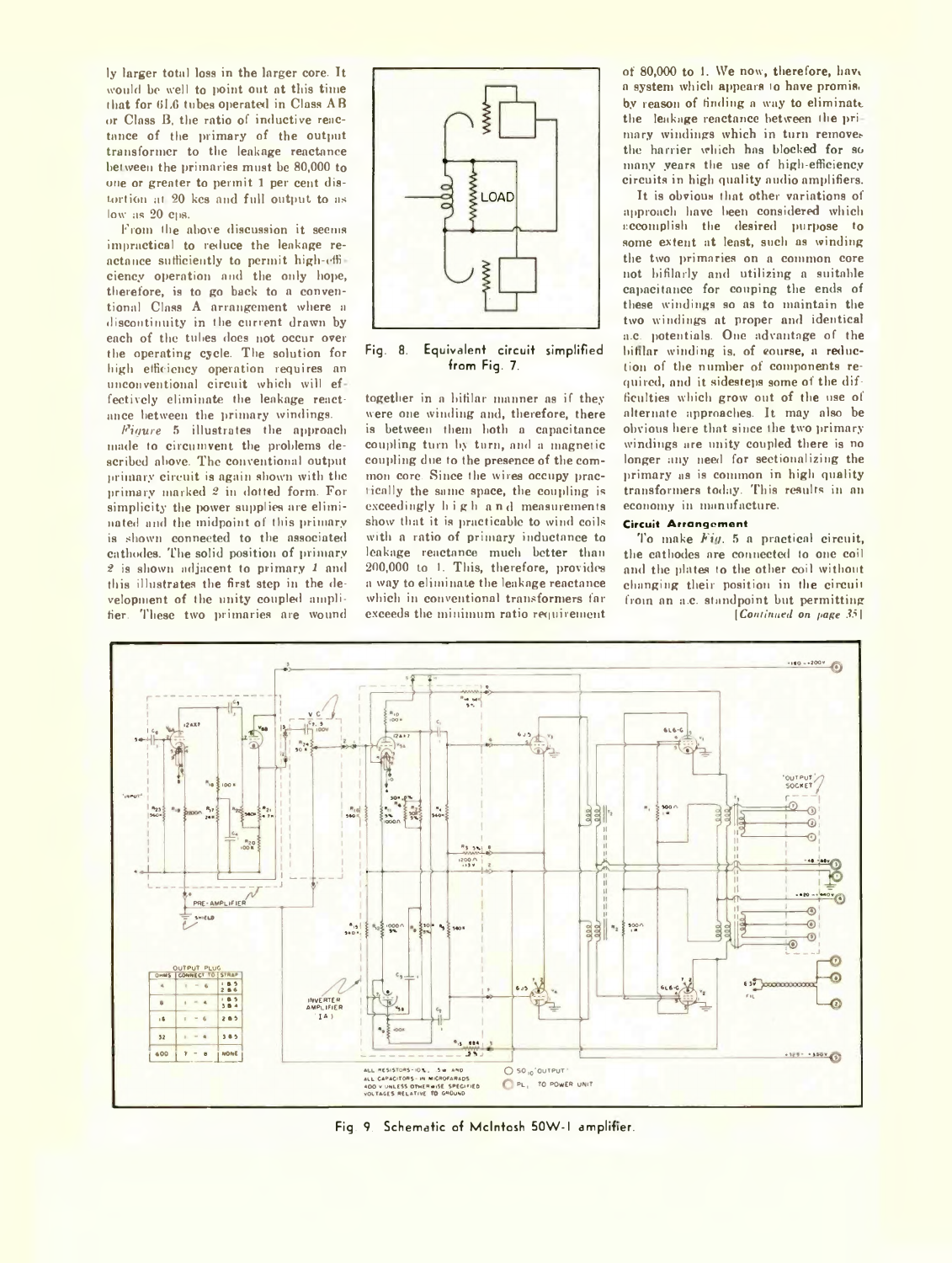ly larger total loss in the larger core. It would be well to point out at this time that for 6L6 tubes operated in Class AB or Class B, the ratio of inductive reactance of the primary of the output transformer to the leakage reactance between the primaries must be 80,000 to one or greater to permit 1 per cent distortion at 20 kcs and full output to as low as 20 cps.

From the above discussion it seems impractical to reduce the leakage reactance sufficiently to permit high-efficiency operation and the only hope, therefore, is to go back to a conventional Class A arrangement where a discontinuity in the current drawn by each of the tubes does not occur over the operating cycle. The solution for high efficiency operation requires an unconventional circuit which will effectively eliminate the leakage reactance between the primary windings.

*Figure* 5 illustrates the approach made to circumvent the problems described above. The conventional output primary circuit is again shown with the primary marked *2* in dotted form. For simplicity the power supplies are eliminated and the midpoint of this primary is shown connected to the associated cathodes. The solid position of primary *2* is shown adjacent to primary *1* and this illustrates the first step in the development of the unity coupled amplifier. These two primaries are wound together in a bifilar manner as if they were one winding and, therefore, there is between them both a capacitance coupling turn by turn, and a magnetic coupling due to the presence of the common core. Since the wires occupy practically the same space, the coupling is exceedingly high and measurements show that it is practicable to wind coils with a ratio of primary inductance to leakage reactance much better than 200,000 to 1. This, therefore, provides a way to eliminate the leakage reactance which in conventional transformers far exceeds the minimum ratio requirement of 80,000 to 1. We now, therefore, have a system which appears to have promise by reason of finding a way to eliminate the leakage reactance between the primary windings which in turn removes the barrier which has blocked for so many years the use of high-efficiency circuits in high quality audio amplifiers.

LOAD

Fig. 8. Equivalent circuit simplified from Fig. 7.

It is obvious that other variations of approach have been considered which accomplish the desired purpose to some extent at least, such as winding the two primaries on a common core not bifilarly and utilizing a suitable capacitance for couping the ends of these windings so as to maintain the two windings at proper and identical a.c. potentials. One advantage of the bifilar winding is, of course, a reduction of the number of components required, and it sidesteps some of the difficulties which grow out of the use of alternate approaches. It may also be obvious here that since the two primary windings are unity coupled there is no longer any need for sectionalizing the primary as is common in high quality transformers today. This results in an economy in manufacture.

### Circuit Arrangement

To make *Fig.* 5 a practical circuit, the cathodes are connected to one coil and the plates to the other coil without changing their position in the circuit from an a.c. standpoint but permitting

*[Continued on page 35]*

OUTPUT PLUG

| OHMS | CONNECT TO | STRAP |
|---|---|---|
| 4 | 1 – 6 | 1 & 5, 2 & 6 |
| 8 | 1 – 4 | 1 & 5, 3 & 4 |
| 16 | 1 – 6 | 2 & 5 |
| 32 | 1 – 4 | 3 & 5 |
| 600 | 7 – 8 | NONE |

PRE-AMPLIFIER

INVERTER AMPLIFIER (A)

OUTPUT SOCKET

ALL RESISTORS ±10%, .5w AND ALL CAPACITORS IN MICROFARADS 400 V UNLESS OTHERWISE SPECIFIED VOLTAGES RELATIVE TO GROUND

SO₁₀ OUTPUT

PL₁ TO POWER UNIT

Fig 9 Schematic of McIntosh 50W-1 amplifier.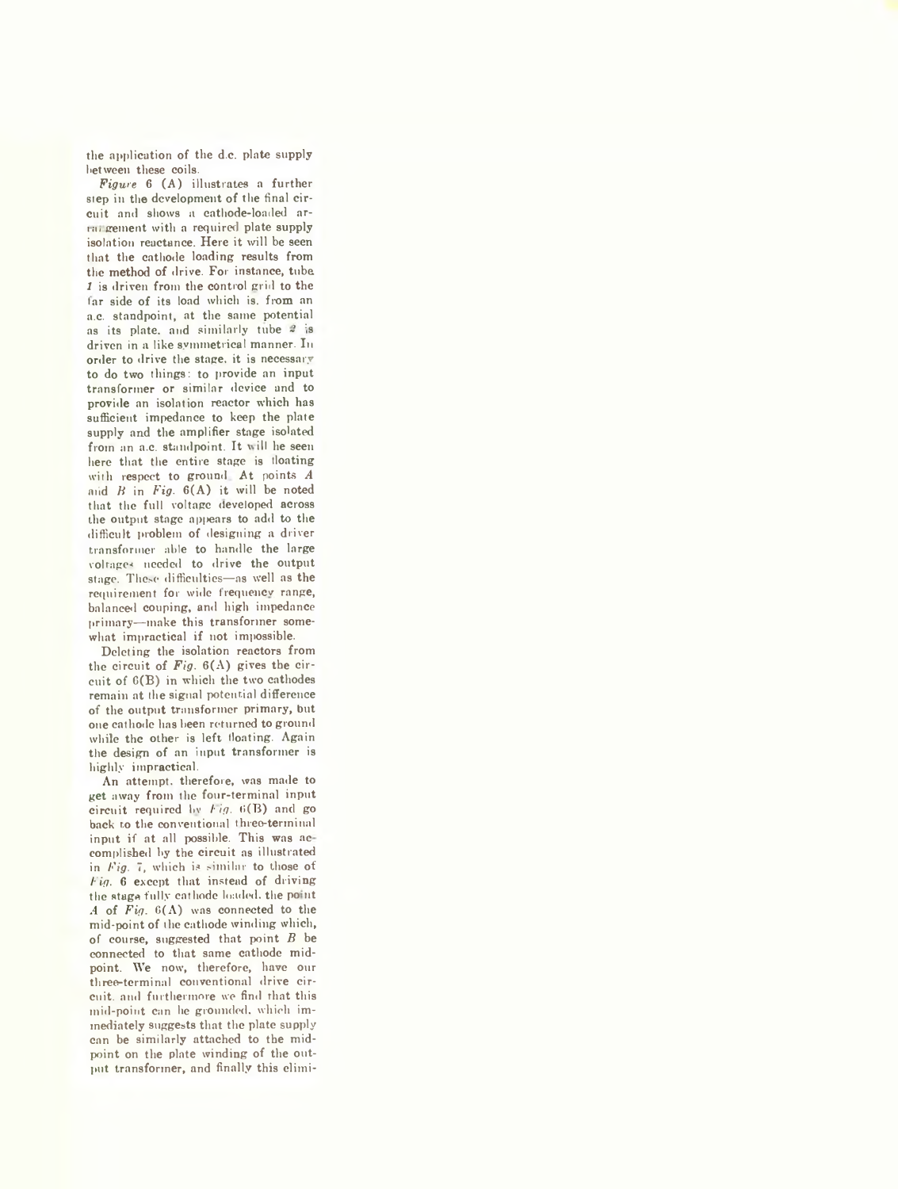the application of the d.c. plate supply between these coils.

*Figure* 6 (A) illustrates a further step in the development of the final circuit and shows a cathode-loaded arrangement with a required plate supply isolation reactance. Here it will be seen that the cathode loading results from the method of drive. For instance, tube *1* is driven from the control grid to the far side of its load which is, from an a.c. standpoint, at the same potential as its plate, and similarly tube *2* is driven in a like symmetrical manner. In order to drive the stage, it is necessary to do two things: to provide an input transformer or similar device and to provide an isolation reactor which has sufficient impedance to keep the plate supply and the amplifier stage isolated from an a.c. standpoint. It will be seen here that the entire stage is floating with respect to ground. At points *A* and *B* in *Fig.* 6(A) it will be noted that the full voltage developed across the output stage appears to add to the difficult problem of designing a driver transformer able to handle the large voltages needed to drive the output stage. These difficulties—as well as the requirement for wide frequency range, balanced couping, and high impedance primary—make this transformer somewhat impractical if not impossible.

Deleting the isolation reactors from the circuit of *Fig.* 6(A) gives the circuit of 6(B) in which the two cathodes remain at the signal potential difference of the output transformer primary, but one cathode has been returned to ground while the other is left floating. Again the design of an input transformer is highly impractical.

An attempt, therefore, was made to get away from the four-terminal input circuit required by *Fig.* 6(B) and go back to the conventional three-terminal input if at all possible. This was accomplished by the circuit as illustrated in *Fig.* 7, which is similar to those of *Fig.* 6 except that instead of driving the stage fully cathode loaded, the point *A* of *Fig.* 6(A) was connected to the mid-point of the cathode winding which, of course, suggested that point *B* be connected to that same cathode midpoint. We now, therefore, have our three-terminal conventional drive circuit, and furthermore we find that this mid-point can be grounded, which immediately suggests that the plate supply can be similarly attached to the midpoint on the plate winding of the output transformer, and finally this elimi-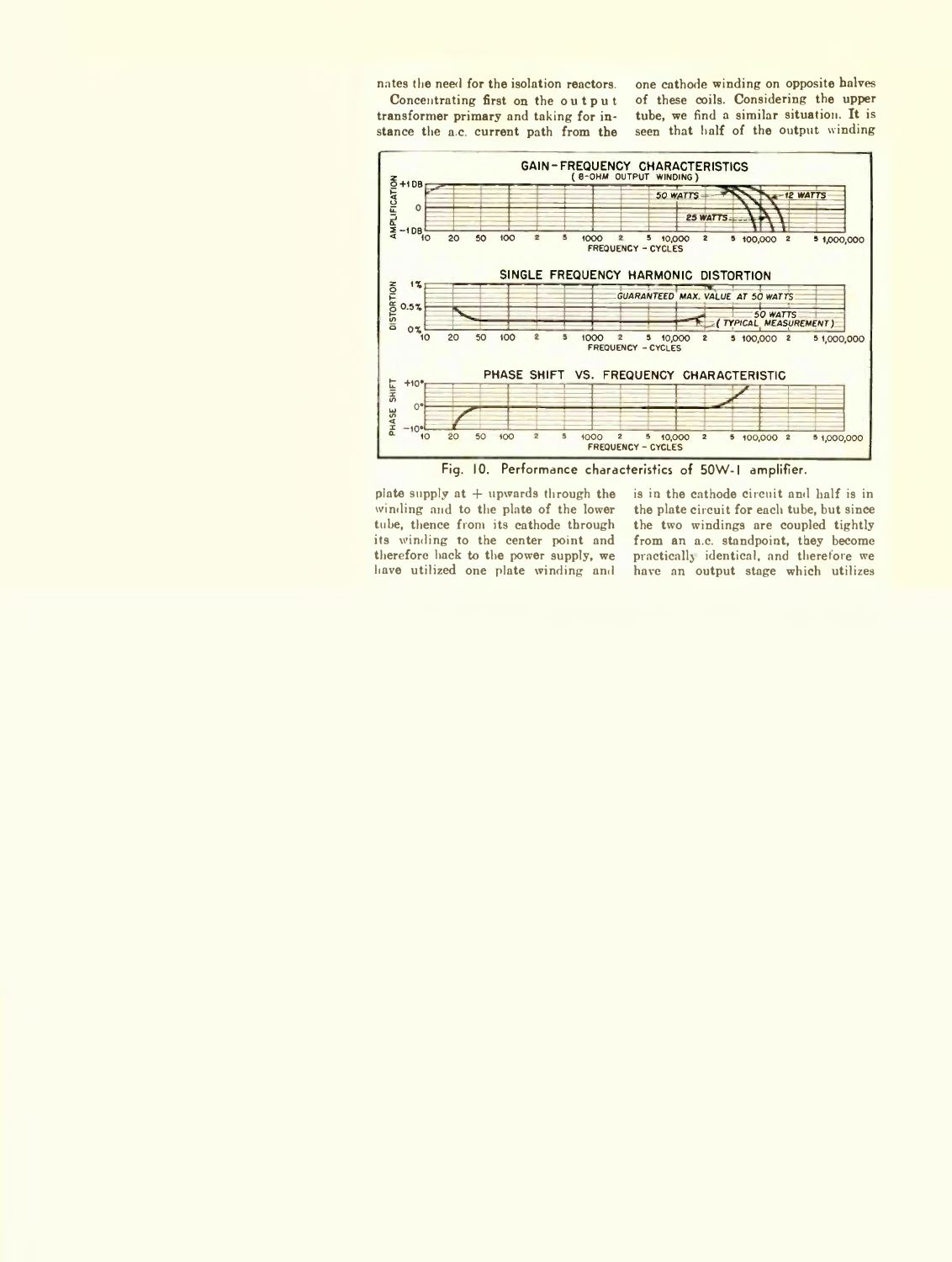nates the need for the isolation reactors.

Concentrating first on the output transformer primary and taking for instance the a.c. current path from the plate supply at + upwards through the winding and to the plate of the lower tube, thence from its cathode through its winding to the center point and therefore back to the power supply, we have utilized one plate winding and one cathode winding on opposite halves of these coils. Considering the upper tube, we find a similar situation. It is seen that half of the output winding is in the cathode circuit and half is in the plate circuit for each tube, but since the two windings are coupled tightly from an a.c. standpoint, they become practically identical, and therefore we have an output stage which utilizes

GAIN-FREQUENCY CHARACTERISTICS
(8-OHM OUTPUT WINDING)
AMPLIFICATION
+1 DB
0
−1 DB
50 WATTS
12 WATTS
25 WATTS
10 20 50 100 2 5 1000 2 5 10,000 2 5 100,000 2 5 1,000,000
FREQUENCY – CYCLES

SINGLE FREQUENCY HARMONIC DISTORTION
DISTORTION
1%
0.5%
0%
GUARANTEED MAX. VALUE AT 50 WATTS
50 WATTS
(TYPICAL MEASUREMENT)
10 20 50 100 2 5 1000 2 5 10,000 2 5 100,000 2 5 1,000,000
FREQUENCY – CYCLES

PHASE SHIFT VS. FREQUENCY CHARACTERISTIC
PHASE SHIFT
+10°
0°
−10°
10 20 50 100 2 5 1000 2 5 10,000 2 5 100,000 2 5 1,000,000
FREQUENCY – CYCLES

Fig. 10. Performance characteristics of 50W-1 amplifier.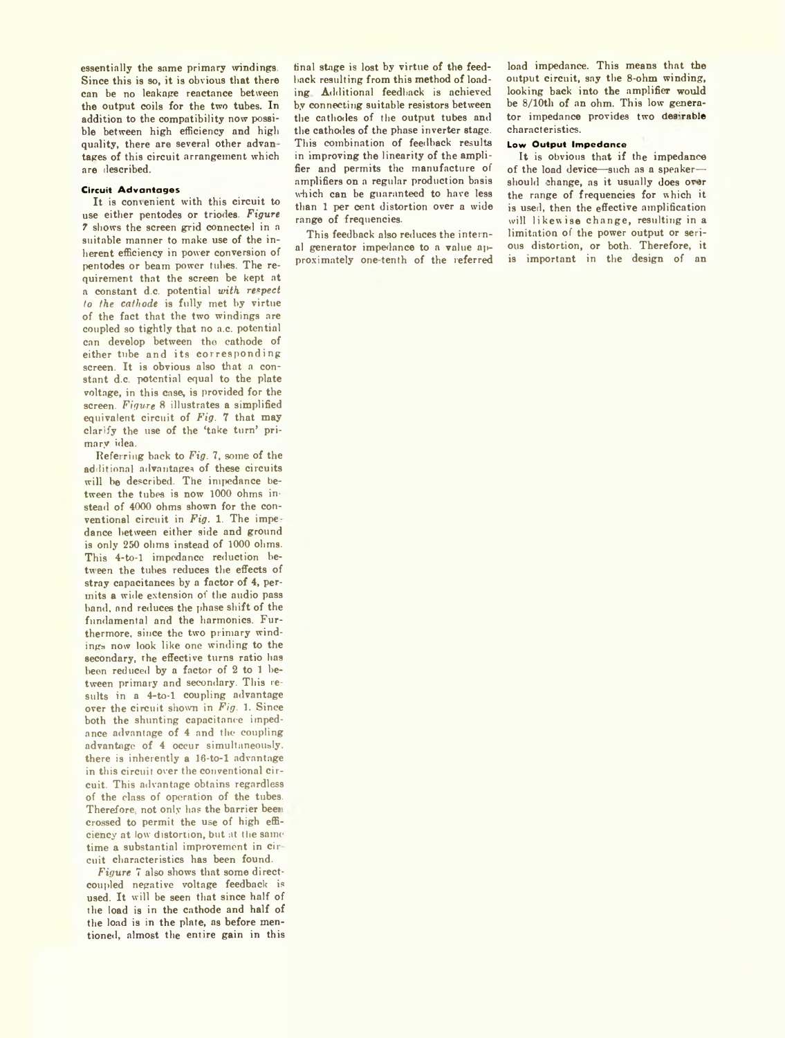essentially the same primary windings. Since this is so, it is obvious that there can be no leakage reactance between the output coils for the two tubes. In addition to the compatibility now possible between high efficiency and high quality, there are several other advantages of this circuit arrangement which are described.

#### Circuit Advantages

It is convenient with this circuit to use either pentodes or triodes. *Figure* 7 shows the screen grid connected in a suitable manner to make use of the inherent efficiency in power conversion of pentodes or beam power tubes. The requirement that the screen be kept at a constant d.c. potential *with respect to the cathode* is fully met by virtue of the fact that the two windings are coupled so tightly that no a.c. potential can develop between the cathode of either tube and its corresponding screen. It is obvious also that a constant d.c. potential equal to the plate voltage, in this case, is provided for the screen. *Figure* 8 illustrates a simplified equivalent circuit of *Fig.* 7 that may clarify the use of the 'take turn' primary idea.

Referring back to *Fig.* 7, some of the additional advantages of these circuits will be described. The impedance between the tubes is now 1000 ohms instead of 4000 ohms shown for the conventional circuit in *Fig.* 1. The impedance between either side and ground is only 250 ohms instead of 1000 ohms. This 4-to-1 impedance reduction between the tubes reduces the effects of stray capacitances by a factor of 4, permits a wide extension of the audio pass band, and reduces the phase shift of the fundamental and the harmonics. Furthermore, since the two primary windings now look like one winding to the secondary, the effective turns ratio has been reduced by a factor of 2 to 1 between primary and secondary. This results in a 4-to-1 coupling advantage over the circuit shown in *Fig.* 1. Since both the shunting capacitance impedance advantage of 4 and the coupling advantage of 4 occur simultaneously, there is inherently a 16-to-1 advantage in this circuit over the conventional circuit. This advantage obtains regardless of the class of operation of the tubes. Therefore, not only has the barrier been crossed to permit the use of high efficiency at low distortion, but at the same time a substantial improvement in circuit characteristics has been found.

*Figure* 7 also shows that some direct-coupled negative voltage feedback is used. It will be seen that since half of the load is in the cathode and half of the load is in the plate, as before mentioned, almost the entire gain in this final stage is lost by virtue of the feedback resulting from this method of loading. Additional feedback is achieved by connecting suitable resistors between the cathodes of the output tubes and the cathodes of the phase inverter stage. This combination of feedback results in improving the linearity of the amplifier and permits the manufacture of amplifiers on a regular production basis which can be guaranteed to have less than 1 per cent distortion over a wide range of frequencies.

This feedback also reduces the internal generator impedance to a value approximately one-tenth of the referred load impedance. This means that the output circuit, say the 8-ohm winding, looking back into the amplifier would be 8/10th of an ohm. This low generator impedance provides two desirable characteristics.

#### Low Output Impedance

It is obvious that if the impedance of the load device—such as a speaker—should change, as it usually does over the range of frequencies for which it is used, then the effective amplification will likewise change, resulting in a limitation of the power output or serious distortion, or both. Therefore, it is important in the design of an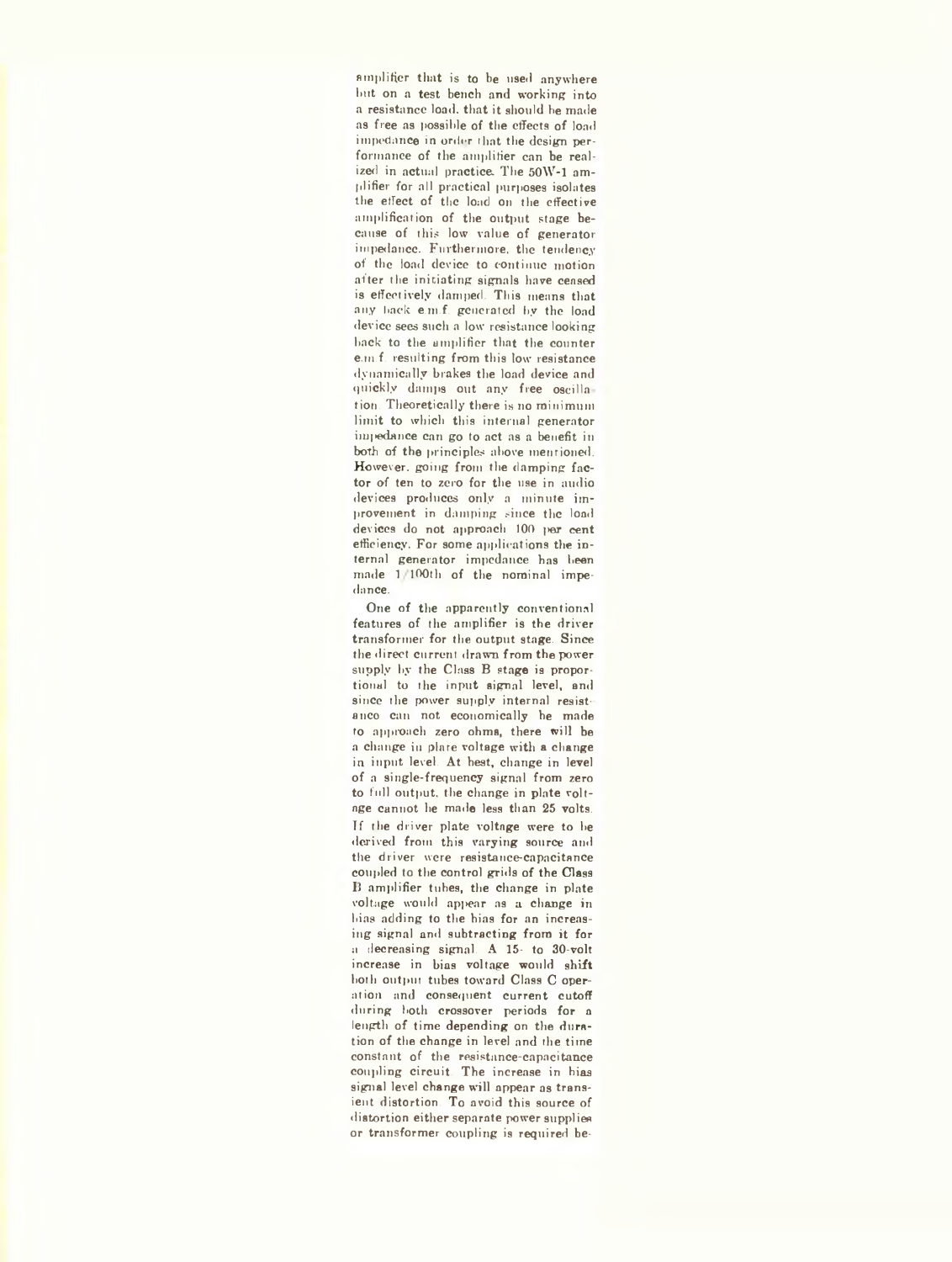amplifier that is to be used anywhere but on a test bench and working into a resistance load, that it should be made as free as possible of the effects of load impedance in order that the design performance of the amplifier can be realized in actual practice. The 50W-1 amplifier for all practical purposes isolates the effect of the load on the effective amplification of the output stage because of this low value of generator impedance. Furthermore, the tendency of the load device to continue motion after the initiating signals have ceased is effectively damped. This means that any back e m f generated by the load device sees such a low resistance looking back to the amplifier that the counter e.m f resulting from this low resistance dynamically brakes the load device and quickly damps out any free oscillation. Theoretically there is no minimum limit to which this internal generator impedance can go to act as a benefit in both of the principles above mentioned. However, going from the damping factor of ten to zero for the use in audio devices produces only a minute improvement in damping since the load devices do not approach 100 per cent efficiency. For some applications the internal generator impedance has been made 1/100th of the nominal impedance.

One of the apparently conventional features of the amplifier is the driver transformer for the output stage. Since the direct current drawn from the power supply by the Class B stage is proportional to the input signal level, and since the power supply internal resistance can not economically be made to approach zero ohms, there will be a change in plate voltage with a change in input level. At best, change in level of a single-frequency signal from zero to full output, the change in plate voltage cannot be made less than 25 volts. If the driver plate voltage were to be derived from this varying source and the driver were resistance-capacitance coupled to the control grids of the Class B amplifier tubes, the change in plate voltage would appear as a change in bias adding to the bias for an increasing signal and subtracting from it for a decreasing signal. A 15- to 30-volt increase in bias voltage would shift both output tubes toward Class C operation and consequent current cutoff during both crossover periods for a length of time depending on the duration of the change in level and the time constant of the resistance-capacitance coupling circuit. The increase in bias signal level change will appear as transient distortion. To avoid this source of distortion either separate power supplies or transformer coupling is required be-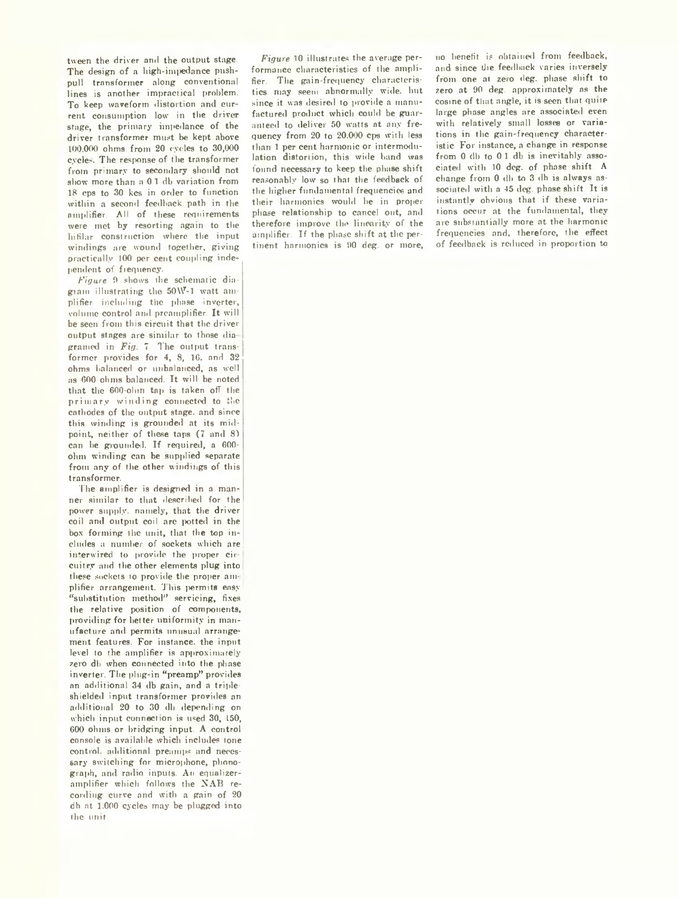tween the driver and the output stage. The design of a high-impedance push-pull transformer along conventional lines is another impractical problem. To keep waveform distortion and current consumption low in the driver stage, the primary impedance of the driver transformer must be kept above 100,000 ohms from 20 cycles to 30,000 cycles. The response of the transformer from primary to secondary should not show more than a 0.1 db variation from 18 cps to 30 kcs in order to function within a second feedback path in the amplifier. All of these requirements were met by resorting again to the bifilar construction where the input windings are wound together, giving practically 100 per cent coupling independent of frequency.

*Figure* 9 shows the schematic diagram illustrating the 50W-1 watt amplifier including the phase inverter, volume control and preamplifier. It will be seen from this circuit that the driver output stages are similar to those diagramed in *Fig.* 7. The output transformer provides for 4, 8, 16, and 32 ohms balanced or unbalanced, as well as 600 ohms balanced. It will be noted that the 600-ohm tap is taken off the primary winding connected to the cathodes of the output stage, and since this winding is grounded at its midpoint, neither of these taps (7 and 8) can be grounded. If required, a 600-ohm winding can be supplied separate from any of the other windings of this transformer.

The amplifier is designed in a manner similar to that described for the power supply, namely, that the driver coil and output coil are potted in the box forming the unit, that the top includes a number of sockets which are interwired to provide the proper circuitry and the other elements plug into these sockets to provide the proper amplifier arrangement. This permits easy "substitution method" servicing, fixes the relative position of components, providing for better uniformity in manufacture and permits unusual arrangement features. For instance, the input level to the amplifier is approximately zero db when connected into the phase inverter. The plug-in "preamp" provides an additional 34 db gain, and a triple-shielded input transformer provides an additional 20 to 30 db depending on which input connection is used 30, 150, 600 ohms or bridging input. A control console is available which includes tone control, additional preamps and necessary switching for microphone, phonograph, and radio inputs. An equalizer-amplifier which follows the NAB recording curve and with a gain of 20 db at 1,000 cycles may be plugged into the unit.

*Figure* 10 illustrates the average performance characteristics of the amplifier. The gain-frequency characteristics may seem abnormally wide, but since it was desired to provide a manufactured product which could be guaranteed to deliver 50 watts at any frequency from 20 to 20,000 cps with less than 1 per cent harmonic or intermodulation distortion, this wide band was found necessary to keep the phase shift reasonably low so that the feedback of the higher fundamental frequencies and their harmonics would be in proper phase relationship to cancel out, and therefore improve the linearity of the amplifier. If the phase shift at the pertinent harmonics is 90 deg. or more, no benefit is obtained from feedback, and since the feedback varies inversely from one at zero deg. phase shift to zero at 90 deg. approximately as the cosine of that angle, it is seen that quite large phase angles are associated even with relatively small losses or variations in the gain-frequency characteristic. For instance, a change in response from 0 db to 0.1 db is inevitably associated with 10 deg. of phase shift. A change from 0 db to 3 db is always associated with a 45 deg. phase shift. It is instantly obvious that if these variations occur at the fundamental, they are substantially more at the harmonic frequencies and, therefore, the effect of feedback is reduced in proportion to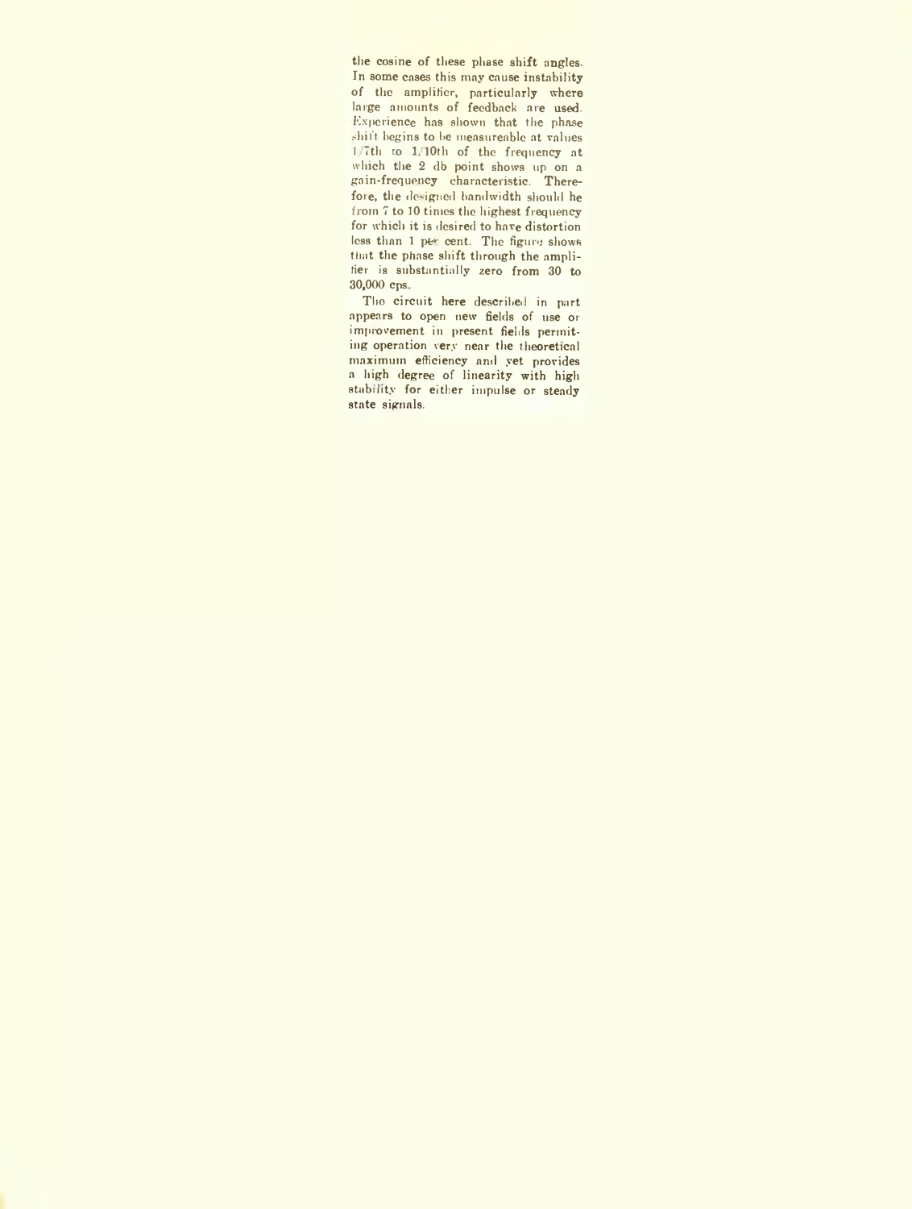the cosine of these phase shift angles. In some cases this may cause instability of the amplifier, particularly where large amounts of feedback are used. Experience has shown that the phase shift begins to be measureable at values 1/7th to 1/10th of the frequency at which the 2 db point shows up on a gain-frequency characteristic. Therefore, the designed bandwidth should be from 7 to 10 times the highest frequency for which it is desired to have distortion less than 1 per cent. The figure shows that the phase shift through the amplifier is substantially zero from 30 to 30,000 cps.

The circuit here described in part appears to open new fields of use or improvement in present fields permiting operation very near the theoretical maximum efficiency and yet provides a high degree of linearity with high stability for either impulse or steady state signals.